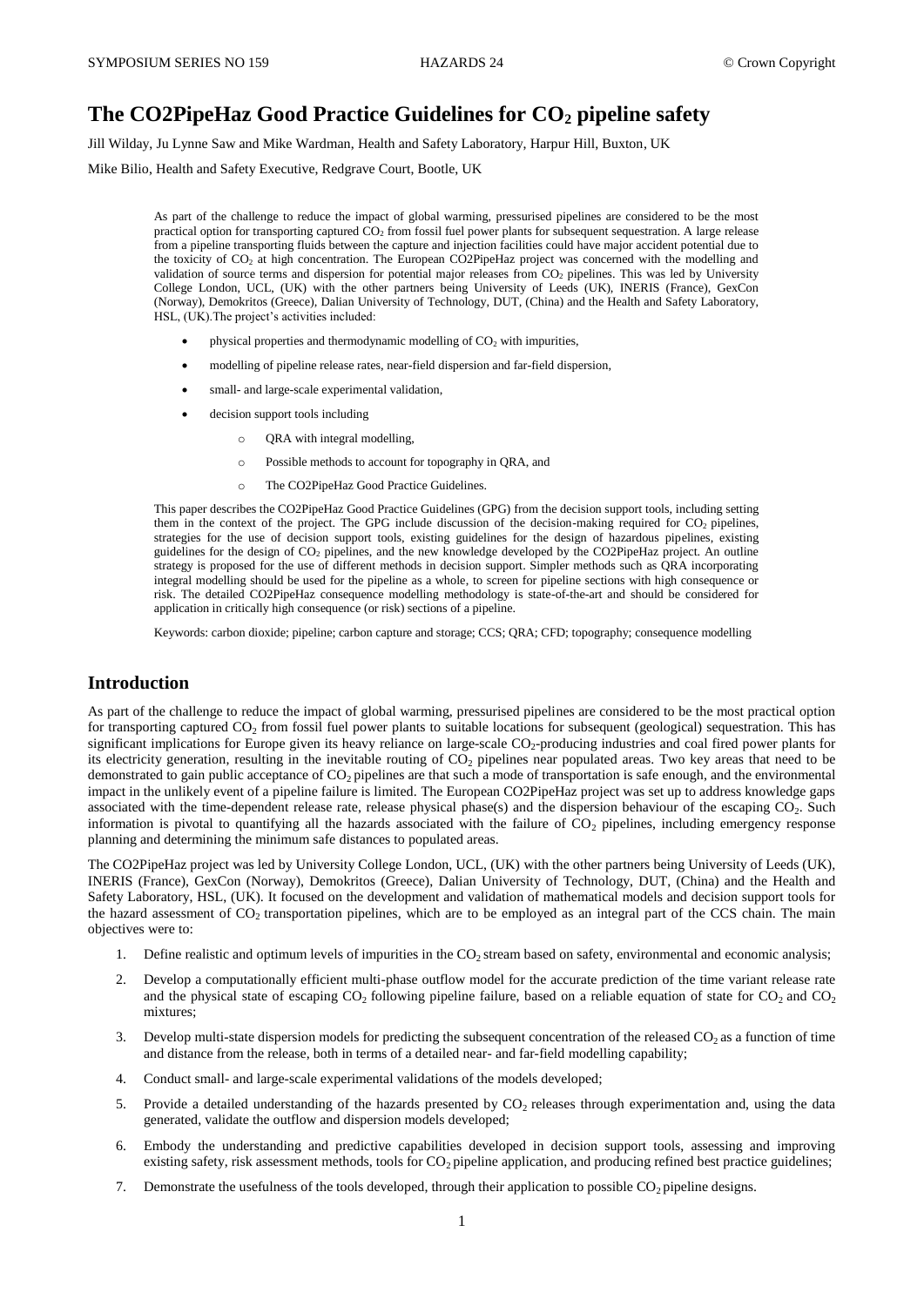# The CO2PipeHaz Good Practice Guidelines for $CO_2$ pipeline safety

Jill Wilday, Ju Lynne Saw and Mike Wardman, Health and Safety Laboratory, Harpur Hill, Buxton, UK

Mike Bilio, Health and Safety Executive, Redgrave Court, Bootle, UK

As part of the challenge to reduce the impact of global warming, pressurised pipelines are considered to be the most practical option for transporting captured $CO_2$ from fossil fuel power plants for subsequent sequestration. A large release from a pipeline transporting fluids between the capture and injection facilities could have major accident potential due to the toxicity of $CO_2$ at high concentration. The European CO2PipeHaz project was concerned with the modelling and validation of source terms and dispersion for potential major releases from $CO_2$ pipelines. This was led by University College London, UCL, (UK) with the other partners being University of Leeds (UK), INERIS (France), GexCon (Norway), Demokritos (Greece), Dalian University of Technology, DUT, (China) and the Health and Safety Laboratory, HSL, (UK).The project's activities included:

- physical properties and thermodynamic modelling of $CO_2$ with impurities,
- modelling of pipeline release rates, near-field dispersion and far-field dispersion,
- small- and large-scale experimental validation,
- decision support tools including
  - QRA with integral modelling,
  - Possible methods to account for topography in QRA, and
  - The CO2PipeHaz Good Practice Guidelines.

This paper describes the CO2PipeHaz Good Practice Guidelines (GPG) from the decision support tools, including setting them in the context of the project. The GPG include discussion of the decision-making required for $CO_2$ pipelines, strategies for the use of decision support tools, existing guidelines for the design of hazardous pipelines, existing guidelines for the design of $CO_2$ pipelines, and the new knowledge developed by the CO2PipeHaz project. An outline strategy is proposed for the use of different methods in decision support. Simpler methods such as QRA incorporating integral modelling should be used for the pipeline as a whole, to screen for pipeline sections with high consequence or risk. The detailed CO2PipeHaz consequence modelling methodology is state-of-the-art and should be considered for application in critically high consequence (or risk) sections of a pipeline.

Keywords: carbon dioxide; pipeline; carbon capture and storage; CCS; QRA; CFD; topography; consequence modelling

## Introduction

As part of the challenge to reduce the impact of global warming, pressurised pipelines are considered to be the most practical option for transporting captured $CO_2$ from fossil fuel power plants to suitable locations for subsequent (geological) sequestration. This has significant implications for Europe given its heavy reliance on large-scale $CO_2$-producing industries and coal fired power plants for its electricity generation, resulting in the inevitable routing of $CO_2$ pipelines near populated areas. Two key areas that need to be demonstrated to gain public acceptance of $CO_2$ pipelines are that such a mode of transportation is safe enough, and the environmental impact in the unlikely event of a pipeline failure is limited. The European CO2PipeHaz project was set up to address knowledge gaps associated with the time-dependent release rate, release physical phase(s) and the dispersion behaviour of the escaping $CO_2$. Such information is pivotal to quantifying all the hazards associated with the failure of $CO_2$ pipelines, including emergency response planning and determining the minimum safe distances to populated areas.

The CO2PipeHaz project was led by University College London, UCL, (UK) with the other partners being University of Leeds (UK), INERIS (France), GexCon (Norway), Demokritos (Greece), Dalian University of Technology, DUT, (China) and the Health and Safety Laboratory, HSL, (UK). It focused on the development and validation of mathematical models and decision support tools for the hazard assessment of $CO_2$ transportation pipelines, which are to be employed as an integral part of the CCS chain. The main objectives were to:

1. Define realistic and optimum levels of impurities in the $CO_2$ stream based on safety, environmental and economic analysis;
2. Develop a computationally efficient multi-phase outflow model for the accurate prediction of the time variant release rate and the physical state of escaping $CO_2$ following pipeline failure, based on a reliable equation of state for $CO_2$ and $CO_2$ mixtures;
3. Develop multi-state dispersion models for predicting the subsequent concentration of the released $CO_2$ as a function of time and distance from the release, both in terms of a detailed near- and far-field modelling capability;
4. Conduct small- and large-scale experimental validations of the models developed;
5. Provide a detailed understanding of the hazards presented by $CO_2$ releases through experimentation and, using the data generated, validate the outflow and dispersion models developed;
6. Embody the understanding and predictive capabilities developed in decision support tools, assessing and improving existing safety, risk assessment methods, tools for $CO_2$ pipeline application, and producing refined best practice guidelines;
7. Demonstrate the usefulness of the tools developed, through their application to possible $CO_2$ pipeline designs.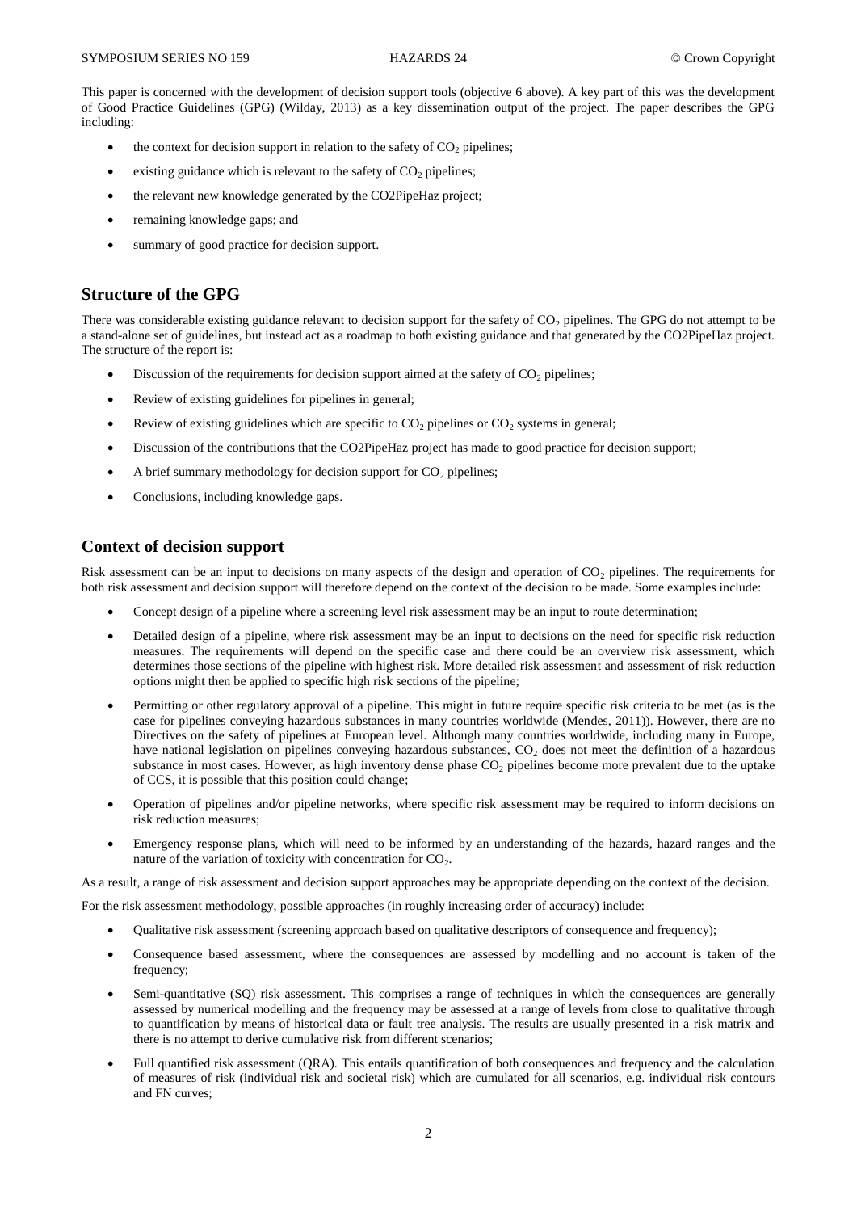This paper is concerned with the development of decision support tools (objective 6 above). A key part of this was the development of Good Practice Guidelines (GPG) (Wilday, 2013) as a key dissemination output of the project. The paper describes the GPG including:

- the context for decision support in relation to the safety of $CO_2$ pipelines;
- existing guidance which is relevant to the safety of $CO_2$ pipelines;
- the relevant new knowledge generated by the CO2PipeHaz project;
- remaining knowledge gaps; and
- summary of good practice for decision support.

## Structure of the GPG

There was considerable existing guidance relevant to decision support for the safety of $CO_2$ pipelines. The GPG do not attempt to be a stand-alone set of guidelines, but instead act as a roadmap to both existing guidance and that generated by the CO2PipeHaz project. The structure of the report is:

- Discussion of the requirements for decision support aimed at the safety of $CO_2$ pipelines;
- Review of existing guidelines for pipelines in general;
- Review of existing guidelines which are specific to $CO_2$ pipelines or $CO_2$ systems in general;
- Discussion of the contributions that the CO2PipeHaz project has made to good practice for decision support;
- A brief summary methodology for decision support for $CO_2$ pipelines;
- Conclusions, including knowledge gaps.

## Context of decision support

Risk assessment can be an input to decisions on many aspects of the design and operation of $CO_2$ pipelines. The requirements for both risk assessment and decision support will therefore depend on the context of the decision to be made. Some examples include:

- Concept design of a pipeline where a screening level risk assessment may be an input to route determination;
- Detailed design of a pipeline, where risk assessment may be an input to decisions on the need for specific risk reduction measures. The requirements will depend on the specific case and there could be an overview risk assessment, which determines those sections of the pipeline with highest risk. More detailed risk assessment and assessment of risk reduction options might then be applied to specific high risk sections of the pipeline;
- Permitting or other regulatory approval of a pipeline. This might in future require specific risk criteria to be met (as is the case for pipelines conveying hazardous substances in many countries worldwide (Mendes, 2011)). However, there are no Directives on the safety of pipelines at European level. Although many countries worldwide, including many in Europe, have national legislation on pipelines conveying hazardous substances, $CO_2$ does not meet the definition of a hazardous substance in most cases. However, as high inventory dense phase $CO_2$ pipelines become more prevalent due to the uptake of CCS, it is possible that this position could change;
- Operation of pipelines and/or pipeline networks, where specific risk assessment may be required to inform decisions on risk reduction measures;
- Emergency response plans, which will need to be informed by an understanding of the hazards, hazard ranges and the nature of the variation of toxicity with concentration for $CO_2$.

As a result, a range of risk assessment and decision support approaches may be appropriate depending on the context of the decision.

For the risk assessment methodology, possible approaches (in roughly increasing order of accuracy) include:

- Qualitative risk assessment (screening approach based on qualitative descriptors of consequence and frequency);
- Consequence based assessment, where the consequences are assessed by modelling and no account is taken of the frequency;
- Semi-quantitative (SQ) risk assessment. This comprises a range of techniques in which the consequences are generally assessed by numerical modelling and the frequency may be assessed at a range of levels from close to qualitative through to quantification by means of historical data or fault tree analysis. The results are usually presented in a risk matrix and there is no attempt to derive cumulative risk from different scenarios;
- Full quantified risk assessment (QRA). This entails quantification of both consequences and frequency and the calculation of measures of risk (individual risk and societal risk) which are cumulated for all scenarios, e.g. individual risk contours and FN curves;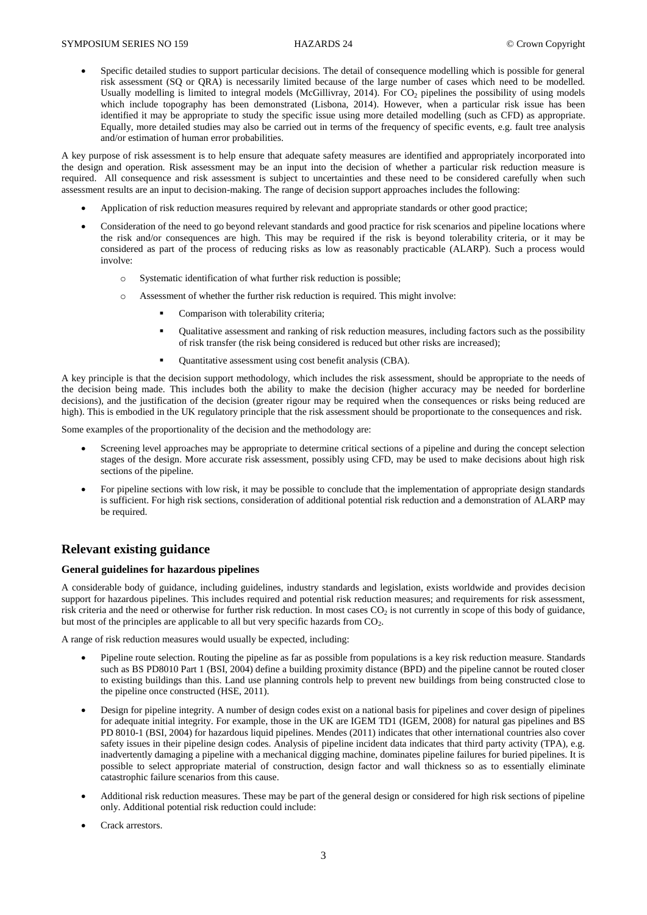- Specific detailed studies to support particular decisions. The detail of consequence modelling which is possible for general risk assessment (SQ or QRA) is necessarily limited because of the large number of cases which need to be modelled. Usually modelling is limited to integral models (McGillivray, 2014). For $CO_2$ pipelines the possibility of using models which include topography has been demonstrated (Lisbona, 2014). However, when a particular risk issue has been identified it may be appropriate to study the specific issue using more detailed modelling (such as CFD) as appropriate. Equally, more detailed studies may also be carried out in terms of the frequency of specific events, e.g. fault tree analysis and/or estimation of human error probabilities.

A key purpose of risk assessment is to help ensure that adequate safety measures are identified and appropriately incorporated into the design and operation. Risk assessment may be an input into the decision of whether a particular risk reduction measure is required. All consequence and risk assessment is subject to uncertainties and these need to be considered carefully when such assessment results are an input to decision-making. The range of decision support approaches includes the following:

- Application of risk reduction measures required by relevant and appropriate standards or other good practice;
- Consideration of the need to go beyond relevant standards and good practice for risk scenarios and pipeline locations where the risk and/or consequences are high. This may be required if the risk is beyond tolerability criteria, or it may be considered as part of the process of reducing risks as low as reasonably practicable (ALARP). Such a process would involve:
    - Systematic identification of what further risk reduction is possible;
    - Assessment of whether the further risk reduction is required. This might involve:
        - Comparison with tolerability criteria;
        - Qualitative assessment and ranking of risk reduction measures, including factors such as the possibility of risk transfer (the risk being considered is reduced but other risks are increased);
        - Quantitative assessment using cost benefit analysis (CBA).

A key principle is that the decision support methodology, which includes the risk assessment, should be appropriate to the needs of the decision being made. This includes both the ability to make the decision (higher accuracy may be needed for borderline decisions), and the justification of the decision (greater rigour may be required when the consequences or risks being reduced are high). This is embodied in the UK regulatory principle that the risk assessment should be proportionate to the consequences and risk.

Some examples of the proportionality of the decision and the methodology are:

- Screening level approaches may be appropriate to determine critical sections of a pipeline and during the concept selection stages of the design. More accurate risk assessment, possibly using CFD, may be used to make decisions about high risk sections of the pipeline.
- For pipeline sections with low risk, it may be possible to conclude that the implementation of appropriate design standards is sufficient. For high risk sections, consideration of additional potential risk reduction and a demonstration of ALARP may be required.

## Relevant existing guidance

### General guidelines for hazardous pipelines

A considerable body of guidance, including guidelines, industry standards and legislation, exists worldwide and provides decision support for hazardous pipelines. This includes required and potential risk reduction measures; and requirements for risk assessment, risk criteria and the need or otherwise for further risk reduction. In most cases $CO_2$ is not currently in scope of this body of guidance, but most of the principles are applicable to all but very specific hazards from $CO_2$.

A range of risk reduction measures would usually be expected, including:

- Pipeline route selection. Routing the pipeline as far as possible from populations is a key risk reduction measure. Standards such as BS PD8010 Part 1 (BSI, 2004) define a building proximity distance (BPD) and the pipeline cannot be routed closer to existing buildings than this. Land use planning controls help to prevent new buildings from being constructed close to the pipeline once constructed (HSE, 2011).
- Design for pipeline integrity. A number of design codes exist on a national basis for pipelines and cover design of pipelines for adequate initial integrity. For example, those in the UK are IGEM TD1 (IGEM, 2008) for natural gas pipelines and BS PD 8010-1 (BSI, 2004) for hazardous liquid pipelines. Mendes (2011) indicates that other international countries also cover safety issues in their pipeline design codes. Analysis of pipeline incident data indicates that third party activity (TPA), e.g. inadvertently damaging a pipeline with a mechanical digging machine, dominates pipeline failures for buried pipelines. It is possible to select appropriate material of construction, design factor and wall thickness so as to essentially eliminate catastrophic failure scenarios from this cause.
- Additional risk reduction measures. These may be part of the general design or considered for high risk sections of pipeline only. Additional potential risk reduction could include:
- Crack arrestors.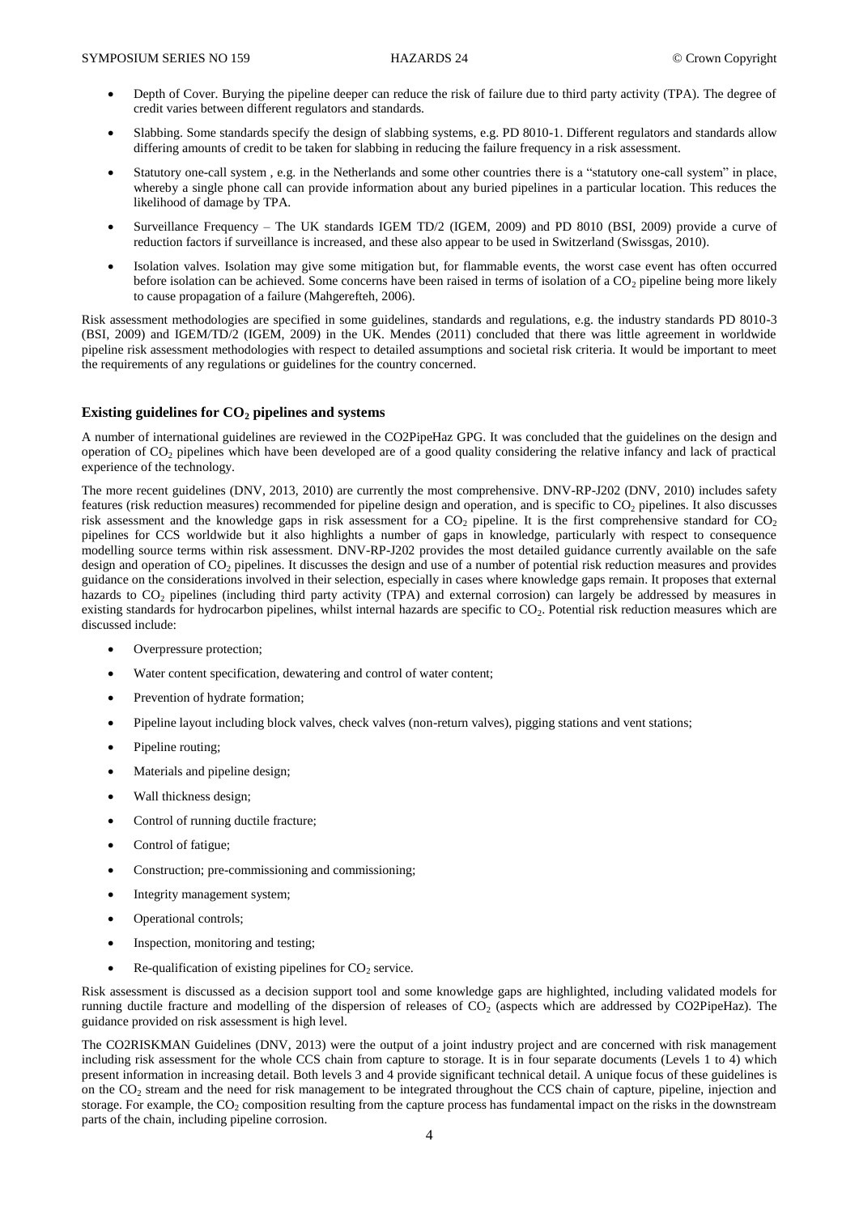- Depth of Cover. Burying the pipeline deeper can reduce the risk of failure due to third party activity (TPA). The degree of credit varies between different regulators and standards.
- Slabbing. Some standards specify the design of slabbing systems, e.g. PD 8010-1. Different regulators and standards allow differing amounts of credit to be taken for slabbing in reducing the failure frequency in a risk assessment.
- Statutory one-call system , e.g. in the Netherlands and some other countries there is a "statutory one-call system" in place, whereby a single phone call can provide information about any buried pipelines in a particular location. This reduces the likelihood of damage by TPA.
- Surveillance Frequency – The UK standards IGEM TD/2 (IGEM, 2009) and PD 8010 (BSI, 2009) provide a curve of reduction factors if surveillance is increased, and these also appear to be used in Switzerland (Swissgas, 2010).
- Isolation valves. Isolation may give some mitigation but, for flammable events, the worst case event has often occurred before isolation can be achieved. Some concerns have been raised in terms of isolation of a $CO_2$ pipeline being more likely to cause propagation of a failure (Mahgerefteh, 2006).

Risk assessment methodologies are specified in some guidelines, standards and regulations, e.g. the industry standards PD 8010-3 (BSI, 2009) and IGEM/TD/2 (IGEM, 2009) in the UK. Mendes (2011) concluded that there was little agreement in worldwide pipeline risk assessment methodologies with respect to detailed assumptions and societal risk criteria. It would be important to meet the requirements of any regulations or guidelines for the country concerned.

## Existing guidelines for $CO_2$ pipelines and systems

A number of international guidelines are reviewed in the CO2PipeHaz GPG. It was concluded that the guidelines on the design and operation of $CO_2$ pipelines which have been developed are of a good quality considering the relative infancy and lack of practical experience of the technology.

The more recent guidelines (DNV, 2013, 2010) are currently the most comprehensive. DNV-RP-J202 (DNV, 2010) includes safety features (risk reduction measures) recommended for pipeline design and operation, and is specific to $CO_2$ pipelines. It also discusses risk assessment and the knowledge gaps in risk assessment for a $CO_2$ pipeline. It is the first comprehensive standard for $CO_2$ pipelines for CCS worldwide but it also highlights a number of gaps in knowledge, particularly with respect to consequence modelling source terms within risk assessment. DNV-RP-J202 provides the most detailed guidance currently available on the safe design and operation of $CO_2$ pipelines. It discusses the design and use of a number of potential risk reduction measures and provides guidance on the considerations involved in their selection, especially in cases where knowledge gaps remain. It proposes that external hazards to $CO_2$ pipelines (including third party activity (TPA) and external corrosion) can largely be addressed by measures in existing standards for hydrocarbon pipelines, whilst internal hazards are specific to $CO_2$. Potential risk reduction measures which are discussed include:

- Overpressure protection;
- Water content specification, dewatering and control of water content;
- Prevention of hydrate formation;
- Pipeline layout including block valves, check valves (non-return valves), pigging stations and vent stations;
- Pipeline routing;
- Materials and pipeline design;
- Wall thickness design;
- Control of running ductile fracture;
- Control of fatigue;
- Construction; pre-commissioning and commissioning;
- Integrity management system;
- Operational controls;
- Inspection, monitoring and testing;
- Re-qualification of existing pipelines for $CO_2$ service.

Risk assessment is discussed as a decision support tool and some knowledge gaps are highlighted, including validated models for running ductile fracture and modelling of the dispersion of releases of $CO_2$ (aspects which are addressed by CO2PipeHaz). The guidance provided on risk assessment is high level.

The CO2RISKMAN Guidelines (DNV, 2013) were the output of a joint industry project and are concerned with risk management including risk assessment for the whole CCS chain from capture to storage. It is in four separate documents (Levels 1 to 4) which present information in increasing detail. Both levels 3 and 4 provide significant technical detail. A unique focus of these guidelines is on the $CO_2$ stream and the need for risk management to be integrated throughout the CCS chain of capture, pipeline, injection and storage. For example, the $CO_2$ composition resulting from the capture process has fundamental impact on the risks in the downstream parts of the chain, including pipeline corrosion.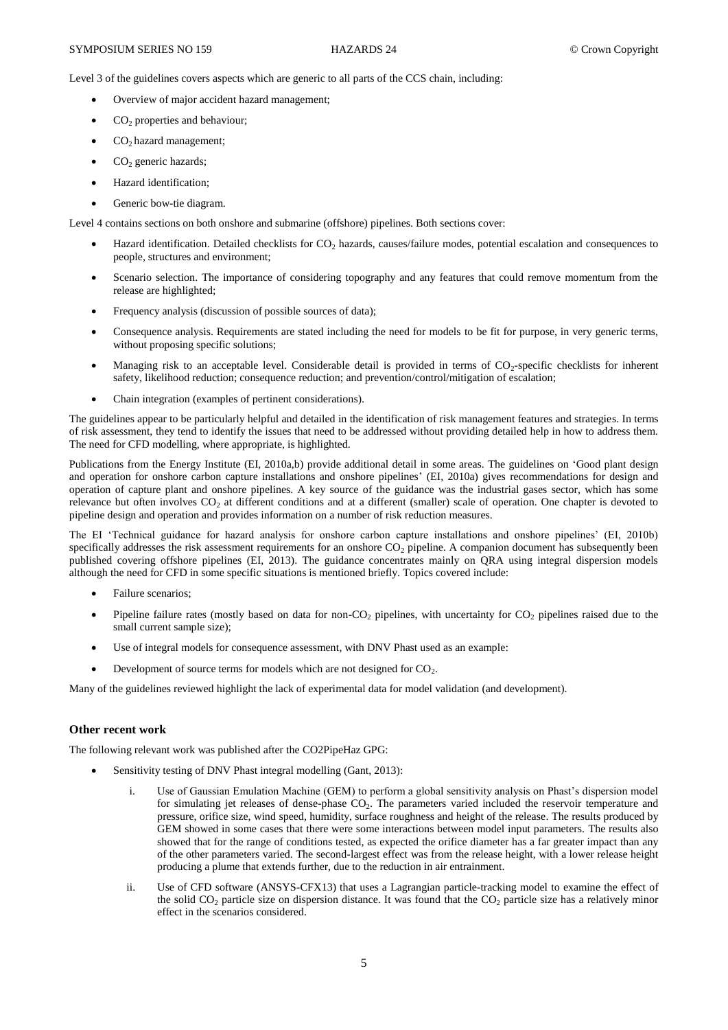Level 3 of the guidelines covers aspects which are generic to all parts of the CCS chain, including:

- Overview of major accident hazard management;
- $CO_2$ properties and behaviour;
- $CO_2$ hazard management;
- $CO_2$ generic hazards;
- Hazard identification;
- Generic bow-tie diagram.

Level 4 contains sections on both onshore and submarine (offshore) pipelines. Both sections cover:

- Hazard identification. Detailed checklists for $CO_2$ hazards, causes/failure modes, potential escalation and consequences to people, structures and environment;
- Scenario selection. The importance of considering topography and any features that could remove momentum from the release are highlighted;
- Frequency analysis (discussion of possible sources of data);
- Consequence analysis. Requirements are stated including the need for models to be fit for purpose, in very generic terms, without proposing specific solutions;
- Managing risk to an acceptable level. Considerable detail is provided in terms of $CO_2$-specific checklists for inherent safety, likelihood reduction; consequence reduction; and prevention/control/mitigation of escalation;
- Chain integration (examples of pertinent considerations).

The guidelines appear to be particularly helpful and detailed in the identification of risk management features and strategies. In terms of risk assessment, they tend to identify the issues that need to be addressed without providing detailed help in how to address them. The need for CFD modelling, where appropriate, is highlighted.

Publications from the Energy Institute (EI, 2010a,b) provide additional detail in some areas. The guidelines on 'Good plant design and operation for onshore carbon capture installations and onshore pipelines' (EI, 2010a) gives recommendations for design and operation of capture plant and onshore pipelines. A key source of the guidance was the industrial gases sector, which has some relevance but often involves $CO_2$ at different conditions and at a different (smaller) scale of operation. One chapter is devoted to pipeline design and operation and provides information on a number of risk reduction measures.

The EI 'Technical guidance for hazard analysis for onshore carbon capture installations and onshore pipelines' (EI, 2010b) specifically addresses the risk assessment requirements for an onshore $CO_2$ pipeline. A companion document has subsequently been published covering offshore pipelines (EI, 2013). The guidance concentrates mainly on QRA using integral dispersion models although the need for CFD in some specific situations is mentioned briefly. Topics covered include:

- Failure scenarios;
- Pipeline failure rates (mostly based on data for non-$CO_2$ pipelines, with uncertainty for $CO_2$ pipelines raised due to the small current sample size);
- Use of integral models for consequence assessment, with DNV Phast used as an example:
- Development of source terms for models which are not designed for $CO_2$.

Many of the guidelines reviewed highlight the lack of experimental data for model validation (and development).

### Other recent work

The following relevant work was published after the CO2PipeHaz GPG:

- Sensitivity testing of DNV Phast integral modelling (Gant, 2013):
    i. Use of Gaussian Emulation Machine (GEM) to perform a global sensitivity analysis on Phast's dispersion model for simulating jet releases of dense-phase $CO_2$. The parameters varied included the reservoir temperature and pressure, orifice size, wind speed, humidity, surface roughness and height of the release. The results produced by GEM showed in some cases that there were some interactions between model input parameters. The results also showed that for the range of conditions tested, as expected the orifice diameter has a far greater impact than any of the other parameters varied. The second-largest effect was from the release height, with a lower release height producing a plume that extends further, due to the reduction in air entrainment.
    ii. Use of CFD software (ANSYS-CFX13) that uses a Lagrangian particle-tracking model to examine the effect of the solid $CO_2$ particle size on dispersion distance. It was found that the $CO_2$ particle size has a relatively minor effect in the scenarios considered.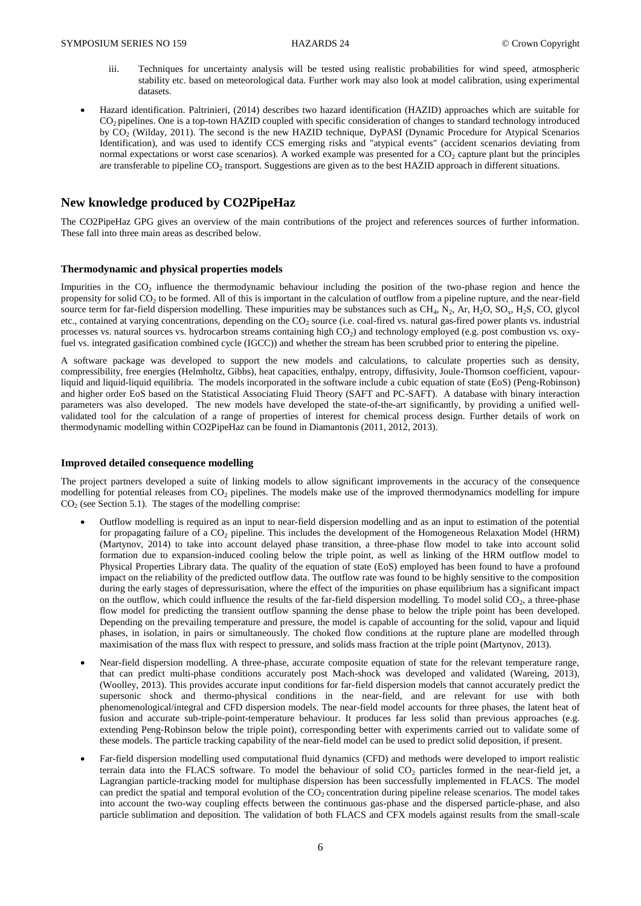iii. Techniques for uncertainty analysis will be tested using realistic probabilities for wind speed, atmospheric stability etc. based on meteorological data. Further work may also look at model calibration, using experimental datasets.

- Hazard identification. Paltrinieri, (2014) describes two hazard identification (HAZID) approaches which are suitable for $CO_2$ pipelines. One is a top-town HAZID coupled with specific consideration of changes to standard technology introduced by $CO_2$ (Wilday, 2011). The second is the new HAZID technique, DyPASI (Dynamic Procedure for Atypical Scenarios Identification), and was used to identify CCS emerging risks and "atypical events" (accident scenarios deviating from normal expectations or worst case scenarios). A worked example was presented for a $CO_2$ capture plant but the principles are transferable to pipeline $CO_2$ transport. Suggestions are given as to the best HAZID approach in different situations.

## New knowledge produced by CO2PipeHaz

The CO2PipeHaz GPG gives an overview of the main contributions of the project and references sources of further information. These fall into three main areas as described below.

### Thermodynamic and physical properties models

Impurities in the $CO_2$ influence the thermodynamic behaviour including the position of the two-phase region and hence the propensity for solid $CO_2$ to be formed. All of this is important in the calculation of outflow from a pipeline rupture, and the near-field source term for far-field dispersion modelling. These impurities may be substances such as $CH_4$, $N_2$, Ar, $H_2O$, $SO_x$, $H_2S$, CO, glycol etc., contained at varying concentrations, depending on the $CO_2$ source (i.e. coal-fired vs. natural gas-fired power plants vs. industrial processes vs. natural sources vs. hydrocarbon streams containing high $CO_2$) and technology employed (e.g. post combustion vs. oxy-fuel vs. integrated gasification combined cycle (IGCC)) and whether the stream has been scrubbed prior to entering the pipeline.

A software package was developed to support the new models and calculations, to calculate properties such as density, compressibility, free energies (Helmholtz, Gibbs), heat capacities, enthalpy, entropy, diffusivity, Joule-Thomson coefficient, vapour-liquid and liquid-liquid equilibria. The models incorporated in the software include a cubic equation of state (EoS) (Peng-Robinson) and higher order EoS based on the Statistical Associating Fluid Theory (SAFT and PC-SAFT). A database with binary interaction parameters was also developed. The new models have developed the state-of-the-art significantly, by providing a unified well-validated tool for the calculation of a range of properties of interest for chemical process design. Further details of work on thermodynamic modelling within CO2PipeHaz can be found in Diamantonis (2011, 2012, 2013).

### Improved detailed consequence modelling

The project partners developed a suite of linking models to allow significant improvements in the accuracy of the consequence modelling for potential releases from $CO_2$ pipelines. The models make use of the improved thermodynamics modelling for impure $CO_2$ (see Section 5.1). The stages of the modelling comprise:

- Outflow modelling is required as an input to near-field dispersion modelling and as an input to estimation of the potential for propagating failure of a $CO_2$ pipeline. This includes the development of the Homogeneous Relaxation Model (HRM) (Martynov, 2014) to take into account delayed phase transition, a three-phase flow model to take into account solid formation due to expansion-induced cooling below the triple point, as well as linking of the HRM outflow model to Physical Properties Library data. The quality of the equation of state (EoS) employed has been found to have a profound impact on the reliability of the predicted outflow data. The outflow rate was found to be highly sensitive to the composition during the early stages of depressurisation, where the effect of the impurities on phase equilibrium has a significant impact on the outflow, which could influence the results of the far-field dispersion modelling. To model solid $CO_2$, a three-phase flow model for predicting the transient outflow spanning the dense phase to below the triple point has been developed. Depending on the prevailing temperature and pressure, the model is capable of accounting for the solid, vapour and liquid phases, in isolation, in pairs or simultaneously. The choked flow conditions at the rupture plane are modelled through maximisation of the mass flux with respect to pressure, and solids mass fraction at the triple point (Martynov, 2013).

- Near-field dispersion modelling. A three-phase, accurate composite equation of state for the relevant temperature range, that can predict multi-phase conditions accurately post Mach-shock was developed and validated (Wareing, 2013), (Woolley, 2013). This provides accurate input conditions for far-field dispersion models that cannot accurately predict the supersonic shock and thermo-physical conditions in the near-field, and are relevant for use with both phenomenological/integral and CFD dispersion models. The near-field model accounts for three phases, the latent heat of fusion and accurate sub-triple-point-temperature behaviour. It produces far less solid than previous approaches (e.g. extending Peng-Robinson below the triple point), corresponding better with experiments carried out to validate some of these models. The particle tracking capability of the near-field model can be used to predict solid deposition, if present.

- Far-field dispersion modelling used computational fluid dynamics (CFD) and methods were developed to import realistic terrain data into the FLACS software. To model the behaviour of solid $CO_2$ particles formed in the near-field jet, a Lagrangian particle-tracking model for multiphase dispersion has been successfully implemented in FLACS. The model can predict the spatial and temporal evolution of the $CO_2$ concentration during pipeline release scenarios. The model takes into account the two-way coupling effects between the continuous gas-phase and the dispersed particle-phase, and also particle sublimation and deposition. The validation of both FLACS and CFX models against results from the small-scale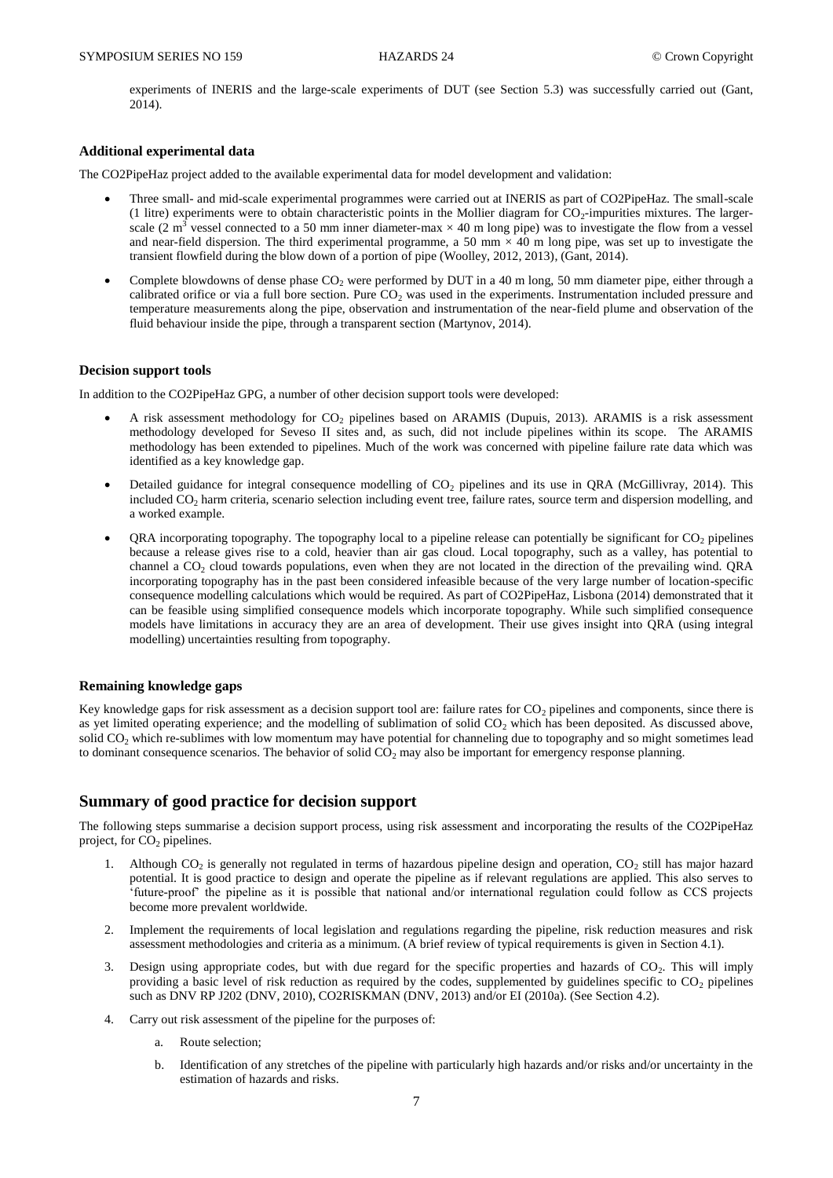experiments of INERIS and the large-scale experiments of DUT (see Section 5.3) was successfully carried out (Gant, 2014).

### Additional experimental data

The CO2PipeHaz project added to the available experimental data for model development and validation:

- Three small- and mid-scale experimental programmes were carried out at INERIS as part of CO2PipeHaz. The small-scale (1 litre) experiments were to obtain characteristic points in the Mollier diagram for $CO_2$-impurities mixtures. The larger-scale (2 $m^3$ vessel connected to a 50 mm inner diameter-max × 40 m long pipe) was to investigate the flow from a vessel and near-field dispersion. The third experimental programme, a 50 mm × 40 m long pipe, was set up to investigate the transient flowfield during the blow down of a portion of pipe (Woolley, 2012, 2013), (Gant, 2014).
- Complete blowdowns of dense phase $CO_2$ were performed by DUT in a 40 m long, 50 mm diameter pipe, either through a calibrated orifice or via a full bore section. Pure $CO_2$ was used in the experiments. Instrumentation included pressure and temperature measurements along the pipe, observation and instrumentation of the near-field plume and observation of the fluid behaviour inside the pipe, through a transparent section (Martynov, 2014).

### Decision support tools

In addition to the CO2PipeHaz GPG, a number of other decision support tools were developed:

- A risk assessment methodology for $CO_2$ pipelines based on ARAMIS (Dupuis, 2013). ARAMIS is a risk assessment methodology developed for Seveso II sites and, as such, did not include pipelines within its scope. The ARAMIS methodology has been extended to pipelines. Much of the work was concerned with pipeline failure rate data which was identified as a key knowledge gap.
- Detailed guidance for integral consequence modelling of $CO_2$ pipelines and its use in QRA (McGillivray, 2014). This included $CO_2$ harm criteria, scenario selection including event tree, failure rates, source term and dispersion modelling, and a worked example.
- QRA incorporating topography. The topography local to a pipeline release can potentially be significant for $CO_2$ pipelines because a release gives rise to a cold, heavier than air gas cloud. Local topography, such as a valley, has potential to channel a $CO_2$ cloud towards populations, even when they are not located in the direction of the prevailing wind. QRA incorporating topography has in the past been considered infeasible because of the very large number of location-specific consequence modelling calculations which would be required. As part of CO2PipeHaz, Lisbona (2014) demonstrated that it can be feasible using simplified consequence models which incorporate topography. While such simplified consequence models have limitations in accuracy they are an area of development. Their use gives insight into QRA (using integral modelling) uncertainties resulting from topography.

### Remaining knowledge gaps

Key knowledge gaps for risk assessment as a decision support tool are: failure rates for $CO_2$ pipelines and components, since there is as yet limited operating experience; and the modelling of sublimation of solid $CO_2$ which has been deposited. As discussed above, solid $CO_2$ which re-sublimes with low momentum may have potential for channeling due to topography and so might sometimes lead to dominant consequence scenarios. The behavior of solid $CO_2$ may also be important for emergency response planning.

## Summary of good practice for decision support

The following steps summarise a decision support process, using risk assessment and incorporating the results of the CO2PipeHaz project, for $CO_2$ pipelines.

1. Although $CO_2$ is generally not regulated in terms of hazardous pipeline design and operation, $CO_2$ still has major hazard potential. It is good practice to design and operate the pipeline as if relevant regulations are applied. This also serves to 'future-proof' the pipeline as it is possible that national and/or international regulation could follow as CCS projects become more prevalent worldwide.
2. Implement the requirements of local legislation and regulations regarding the pipeline, risk reduction measures and risk assessment methodologies and criteria as a minimum. (A brief review of typical requirements is given in Section 4.1).
3. Design using appropriate codes, but with due regard for the specific properties and hazards of $CO_2$. This will imply providing a basic level of risk reduction as required by the codes, supplemented by guidelines specific to $CO_2$ pipelines such as DNV RP J202 (DNV, 2010), CO2RISKMAN (DNV, 2013) and/or EI (2010a). (See Section 4.2).
4. Carry out risk assessment of the pipeline for the purposes of:
    a. Route selection;
    b. Identification of any stretches of the pipeline with particularly high hazards and/or risks and/or uncertainty in the estimation of hazards and risks.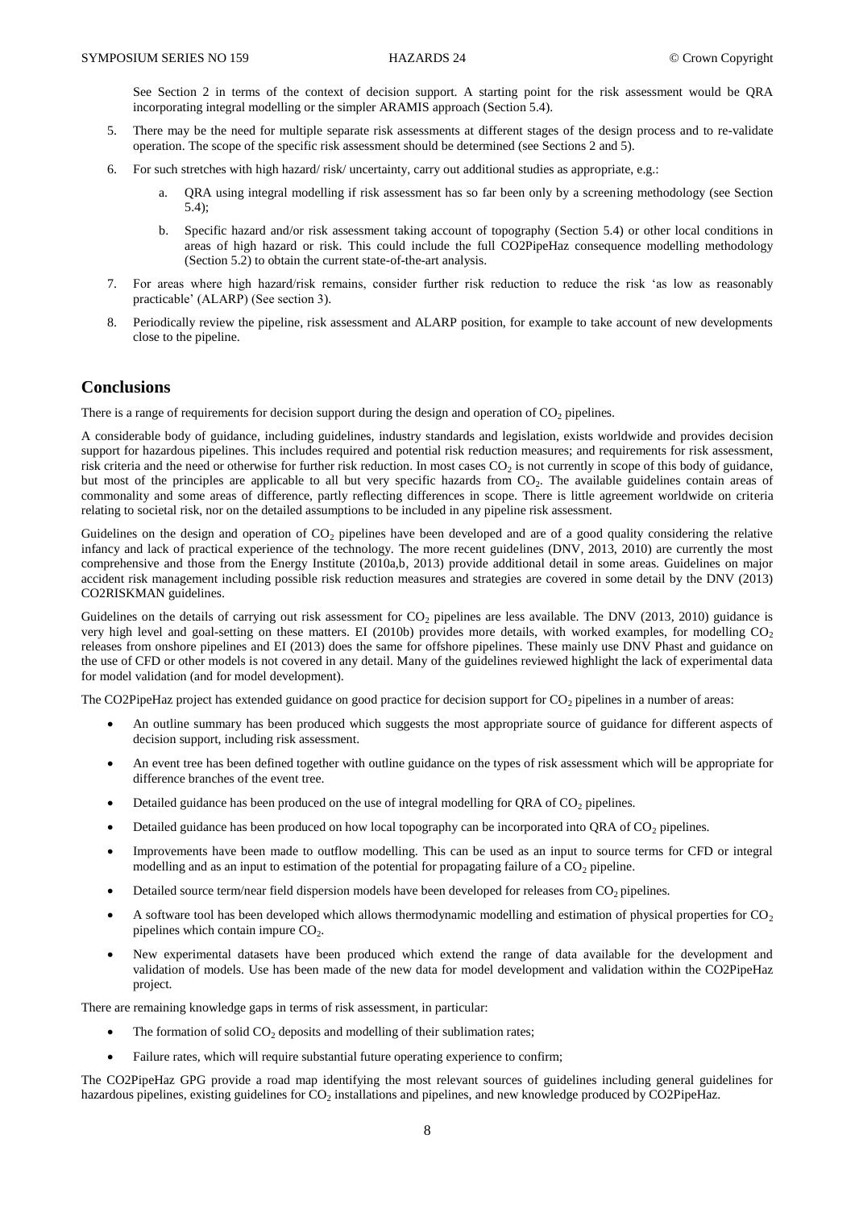See Section 2 in terms of the context of decision support. A starting point for the risk assessment would be QRA incorporating integral modelling or the simpler ARAMIS approach (Section 5.4).

5. There may be the need for multiple separate risk assessments at different stages of the design process and to re-validate operation. The scope of the specific risk assessment should be determined (see Sections 2 and 5).
6. For such stretches with high hazard/ risk/ uncertainty, carry out additional studies as appropriate, e.g.:
   a. QRA using integral modelling if risk assessment has so far been only by a screening methodology (see Section 5.4);
   b. Specific hazard and/or risk assessment taking account of topography (Section 5.4) or other local conditions in areas of high hazard or risk. This could include the full CO2PipeHaz consequence modelling methodology (Section 5.2) to obtain the current state-of-the-art analysis.
7. For areas where high hazard/risk remains, consider further risk reduction to reduce the risk 'as low as reasonably practicable' (ALARP) (See section 3).
8. Periodically review the pipeline, risk assessment and ALARP position, for example to take account of new developments close to the pipeline.

## Conclusions

There is a range of requirements for decision support during the design and operation of $CO_2$ pipelines.

A considerable body of guidance, including guidelines, industry standards and legislation, exists worldwide and provides decision support for hazardous pipelines. This includes required and potential risk reduction measures; and requirements for risk assessment, risk criteria and the need or otherwise for further risk reduction. In most cases $CO_2$ is not currently in scope of this body of guidance, but most of the principles are applicable to all but very specific hazards from $CO_2$. The available guidelines contain areas of commonality and some areas of difference, partly reflecting differences in scope. There is little agreement worldwide on criteria relating to societal risk, nor on the detailed assumptions to be included in any pipeline risk assessment.

Guidelines on the design and operation of $CO_2$ pipelines have been developed and are of a good quality considering the relative infancy and lack of practical experience of the technology. The more recent guidelines (DNV, 2013, 2010) are currently the most comprehensive and those from the Energy Institute (2010a,b, 2013) provide additional detail in some areas. Guidelines on major accident risk management including possible risk reduction measures and strategies are covered in some detail by the DNV (2013) CO2RISKMAN guidelines.

Guidelines on the details of carrying out risk assessment for $CO_2$ pipelines are less available. The DNV (2013, 2010) guidance is very high level and goal-setting on these matters. EI (2010b) provides more details, with worked examples, for modelling $CO_2$ releases from onshore pipelines and EI (2013) does the same for offshore pipelines. These mainly use DNV Phast and guidance on the use of CFD or other models is not covered in any detail. Many of the guidelines reviewed highlight the lack of experimental data for model validation (and for model development).

The CO2PipeHaz project has extended guidance on good practice for decision support for $CO_2$ pipelines in a number of areas:

- An outline summary has been produced which suggests the most appropriate source of guidance for different aspects of decision support, including risk assessment.
- An event tree has been defined together with outline guidance on the types of risk assessment which will be appropriate for difference branches of the event tree.
- Detailed guidance has been produced on the use of integral modelling for QRA of $CO_2$ pipelines.
- Detailed guidance has been produced on how local topography can be incorporated into QRA of $CO_2$ pipelines.
- Improvements have been made to outflow modelling. This can be used as an input to source terms for CFD or integral modelling and as an input to estimation of the potential for propagating failure of a $CO_2$ pipeline.
- Detailed source term/near field dispersion models have been developed for releases from $CO_2$ pipelines.
- A software tool has been developed which allows thermodynamic modelling and estimation of physical properties for $CO_2$ pipelines which contain impure $CO_2$.
- New experimental datasets have been produced which extend the range of data available for the development and validation of models. Use has been made of the new data for model development and validation within the CO2PipeHaz project.

There are remaining knowledge gaps in terms of risk assessment, in particular:

- The formation of solid $CO_2$ deposits and modelling of their sublimation rates;
- Failure rates, which will require substantial future operating experience to confirm;

The CO2PipeHaz GPG provide a road map identifying the most relevant sources of guidelines including general guidelines for hazardous pipelines, existing guidelines for $CO_2$ installations and pipelines, and new knowledge produced by CO2PipeHaz.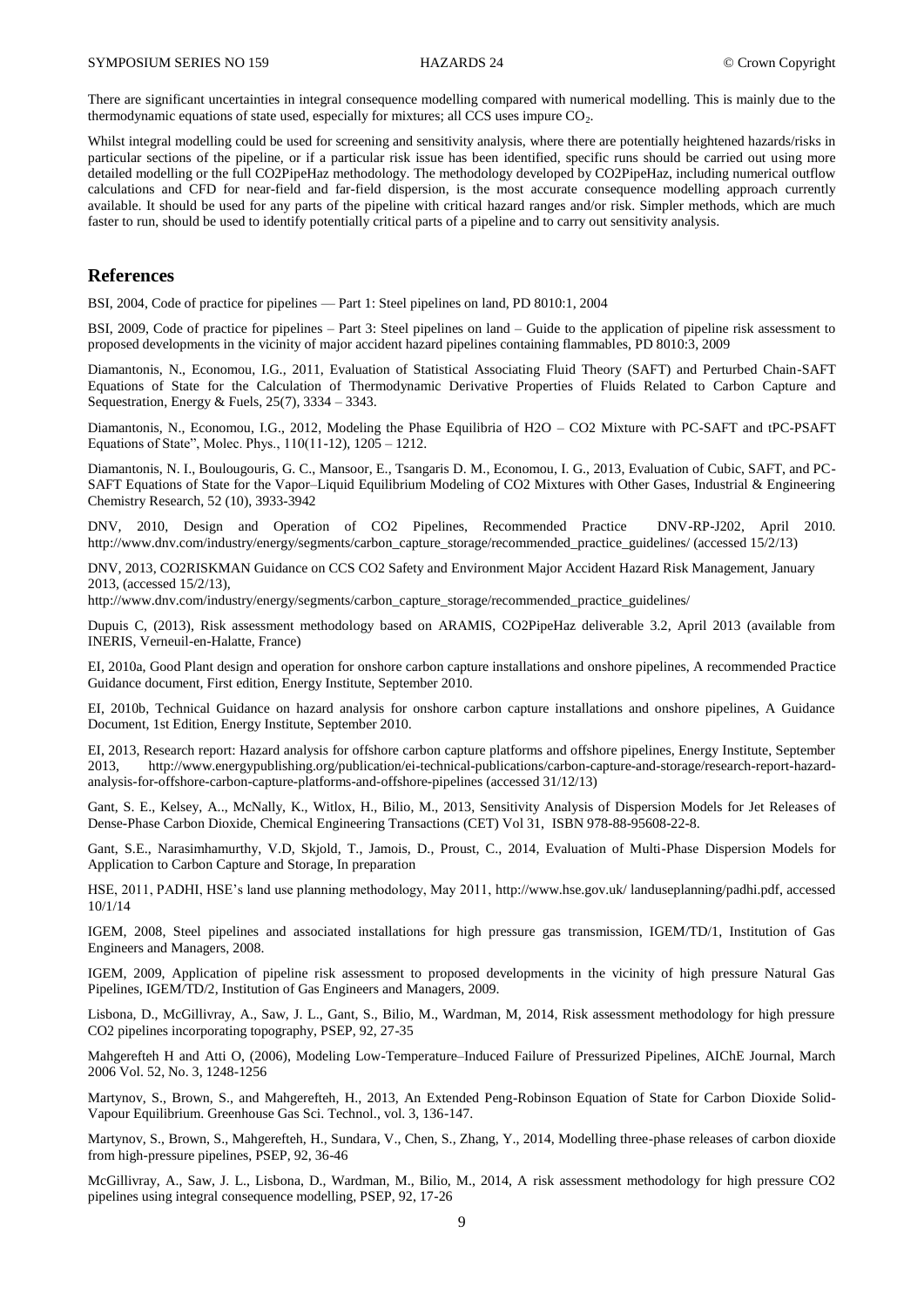There are significant uncertainties in integral consequence modelling compared with numerical modelling. This is mainly due to the thermodynamic equations of state used, especially for mixtures; all CCS uses impure $CO_2$.

Whilst integral modelling could be used for screening and sensitivity analysis, where there are potentially heightened hazards/risks in particular sections of the pipeline, or if a particular risk issue has been identified, specific runs should be carried out using more detailed modelling or the full CO2PipeHaz methodology. The methodology developed by CO2PipeHaz, including numerical outflow calculations and CFD for near-field and far-field dispersion, is the most accurate consequence modelling approach currently available. It should be used for any parts of the pipeline with critical hazard ranges and/or risk. Simpler methods, which are much faster to run, should be used to identify potentially critical parts of a pipeline and to carry out sensitivity analysis.

## References

BSI, 2004, Code of practice for pipelines — Part 1: Steel pipelines on land, PD 8010:1, 2004

BSI, 2009, Code of practice for pipelines – Part 3: Steel pipelines on land – Guide to the application of pipeline risk assessment to proposed developments in the vicinity of major accident hazard pipelines containing flammables, PD 8010:3, 2009

Diamantonis, N., Economou, I.G., 2011, Evaluation of Statistical Associating Fluid Theory (SAFT) and Perturbed Chain-SAFT Equations of State for the Calculation of Thermodynamic Derivative Properties of Fluids Related to Carbon Capture and Sequestration, Energy & Fuels, 25(7), 3334 – 3343.

Diamantonis, N., Economou, I.G., 2012, Modeling the Phase Equilibria of H2O – CO2 Mixture with PC-SAFT and tPC-PSAFT Equations of State", Molec. Phys., 110(11-12), 1205 – 1212.

Diamantonis, N. I., Boulougouris, G. C., Mansoor, E., Tsangaris D. M., Economou, I. G., 2013, Evaluation of Cubic, SAFT, and PC-SAFT Equations of State for the Vapor–Liquid Equilibrium Modeling of CO2 Mixtures with Other Gases, Industrial & Engineering Chemistry Research, 52 (10), 3933-3942

DNV, 2010, Design and Operation of CO2 Pipelines, Recommended Practice DNV-RP-J202, April 2010. http://www.dnv.com/industry/energy/segments/carbon_capture_storage/recommended_practice_guidelines/ (accessed 15/2/13)

DNV, 2013, CO2RISKMAN Guidance on CCS CO2 Safety and Environment Major Accident Hazard Risk Management, January 2013, (accessed 15/2/13), http://www.dnv.com/industry/energy/segments/carbon_capture_storage/recommended_practice_guidelines/

Dupuis C, (2013), Risk assessment methodology based on ARAMIS, CO2PipeHaz deliverable 3.2, April 2013 (available from INERIS, Verneuil-en-Halatte, France)

EI, 2010a, Good Plant design and operation for onshore carbon capture installations and onshore pipelines, A recommended Practice Guidance document, First edition, Energy Institute, September 2010.

EI, 2010b, Technical Guidance on hazard analysis for onshore carbon capture installations and onshore pipelines, A Guidance Document, 1st Edition, Energy Institute, September 2010.

EI, 2013, Research report: Hazard analysis for offshore carbon capture platforms and offshore pipelines, Energy Institute, September 2013, http://www.energypublishing.org/publication/ei-technical-publications/carbon-capture-and-storage/research-report-hazard-analysis-for-offshore-carbon-capture-platforms-and-offshore-pipelines (accessed 31/12/13)

Gant, S. E., Kelsey, A.., McNally, K., Witlox, H., Bilio, M., 2013, Sensitivity Analysis of Dispersion Models for Jet Releases of Dense-Phase Carbon Dioxide, Chemical Engineering Transactions (CET) Vol 31, ISBN 978-88-95608-22-8.

Gant, S.E., Narasimhamurthy, V.D, Skjold, T., Jamois, D., Proust, C., 2014, Evaluation of Multi-Phase Dispersion Models for Application to Carbon Capture and Storage, In preparation

HSE, 2011, PADHI, HSE's land use planning methodology, May 2011, http://www.hse.gov.uk/ landuseplanning/padhi.pdf, accessed 10/1/14

IGEM, 2008, Steel pipelines and associated installations for high pressure gas transmission, IGEM/TD/1, Institution of Gas Engineers and Managers, 2008.

IGEM, 2009, Application of pipeline risk assessment to proposed developments in the vicinity of high pressure Natural Gas Pipelines, IGEM/TD/2, Institution of Gas Engineers and Managers, 2009.

Lisbona, D., McGillivray, A., Saw, J. L., Gant, S., Bilio, M., Wardman, M, 2014, Risk assessment methodology for high pressure CO2 pipelines incorporating topography, PSEP, 92, 27-35

Mahgerefteh H and Atti O, (2006), Modeling Low-Temperature–Induced Failure of Pressurized Pipelines, AIChE Journal, March 2006 Vol. 52, No. 3, 1248-1256

Martynov, S., Brown, S., and Mahgerefteh, H., 2013, An Extended Peng-Robinson Equation of State for Carbon Dioxide Solid-Vapour Equilibrium. Greenhouse Gas Sci. Technol., vol. 3, 136-147.

Martynov, S., Brown, S., Mahgerefteh, H., Sundara, V., Chen, S., Zhang, Y., 2014, Modelling three-phase releases of carbon dioxide from high-pressure pipelines, PSEP, 92, 36-46

McGillivray, A., Saw, J. L., Lisbona, D., Wardman, M., Bilio, M., 2014, A risk assessment methodology for high pressure CO2 pipelines using integral consequence modelling, PSEP, 92, 17-26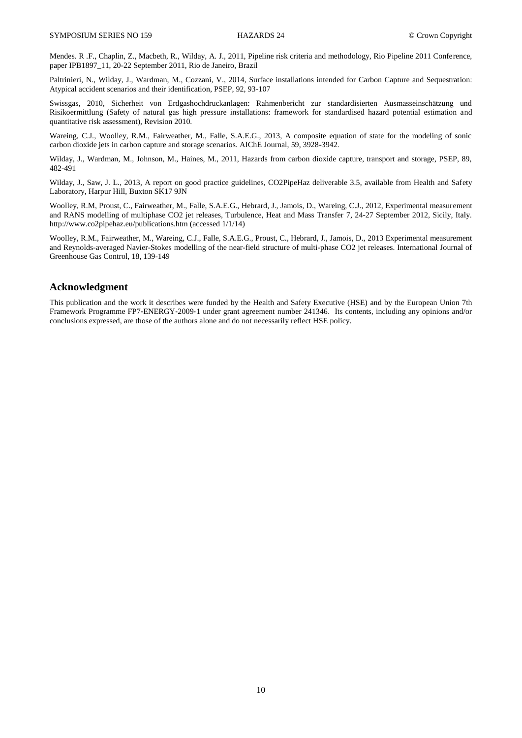Mendes. R .F., Chaplin, Z., Macbeth, R., Wilday, A. J., 2011, Pipeline risk criteria and methodology, Rio Pipeline 2011 Conference, paper IPB1897_11, 20-22 September 2011, Rio de Janeiro, Brazil

Paltrinieri, N., Wilday, J., Wardman, M., Cozzani, V., 2014, Surface installations intended for Carbon Capture and Sequestration: Atypical accident scenarios and their identification, PSEP, 92, 93-107

Swissgas, 2010, Sicherheit von Erdgashochdruckanlagen: Rahmenbericht zur standardisierten Ausmasseinschätzung und Risikoermittlung (Safety of natural gas high pressure installations: framework for standardised hazard potential estimation and quantitative risk assessment), Revision 2010.

Wareing, C.J., Woolley, R.M., Fairweather, M., Falle, S.A.E.G., 2013, A composite equation of state for the modeling of sonic carbon dioxide jets in carbon capture and storage scenarios. AIChE Journal, 59, 3928-3942.

Wilday, J., Wardman, M., Johnson, M., Haines, M., 2011, Hazards from carbon dioxide capture, transport and storage, PSEP, 89, 482-491

Wilday, J., Saw, J. L., 2013, A report on good practice guidelines, CO2PipeHaz deliverable 3.5, available from Health and Safety Laboratory, Harpur Hill, Buxton SK17 9JN

Woolley, R.M, Proust, C., Fairweather, M., Falle, S.A.E.G., Hebrard, J., Jamois, D., Wareing, C.J., 2012, Experimental measurement and RANS modelling of multiphase CO2 jet releases, Turbulence, Heat and Mass Transfer 7, 24-27 September 2012, Sicily, Italy. http://www.co2pipehaz.eu/publications.htm (accessed 1/1/14)

Woolley, R.M., Fairweather, M., Wareing, C.J., Falle, S.A.E.G., Proust, C., Hebrard, J., Jamois, D., 2013 Experimental measurement and Reynolds-averaged Navier-Stokes modelling of the near-field structure of multi-phase CO2 jet releases. International Journal of Greenhouse Gas Control, 18, 139-149

## Acknowledgment

This publication and the work it describes were funded by the Health and Safety Executive (HSE) and by the European Union 7th Framework Programme FP7-ENERGY-2009-1 under grant agreement number 241346. Its contents, including any opinions and/or conclusions expressed, are those of the authors alone and do not necessarily reflect HSE policy.